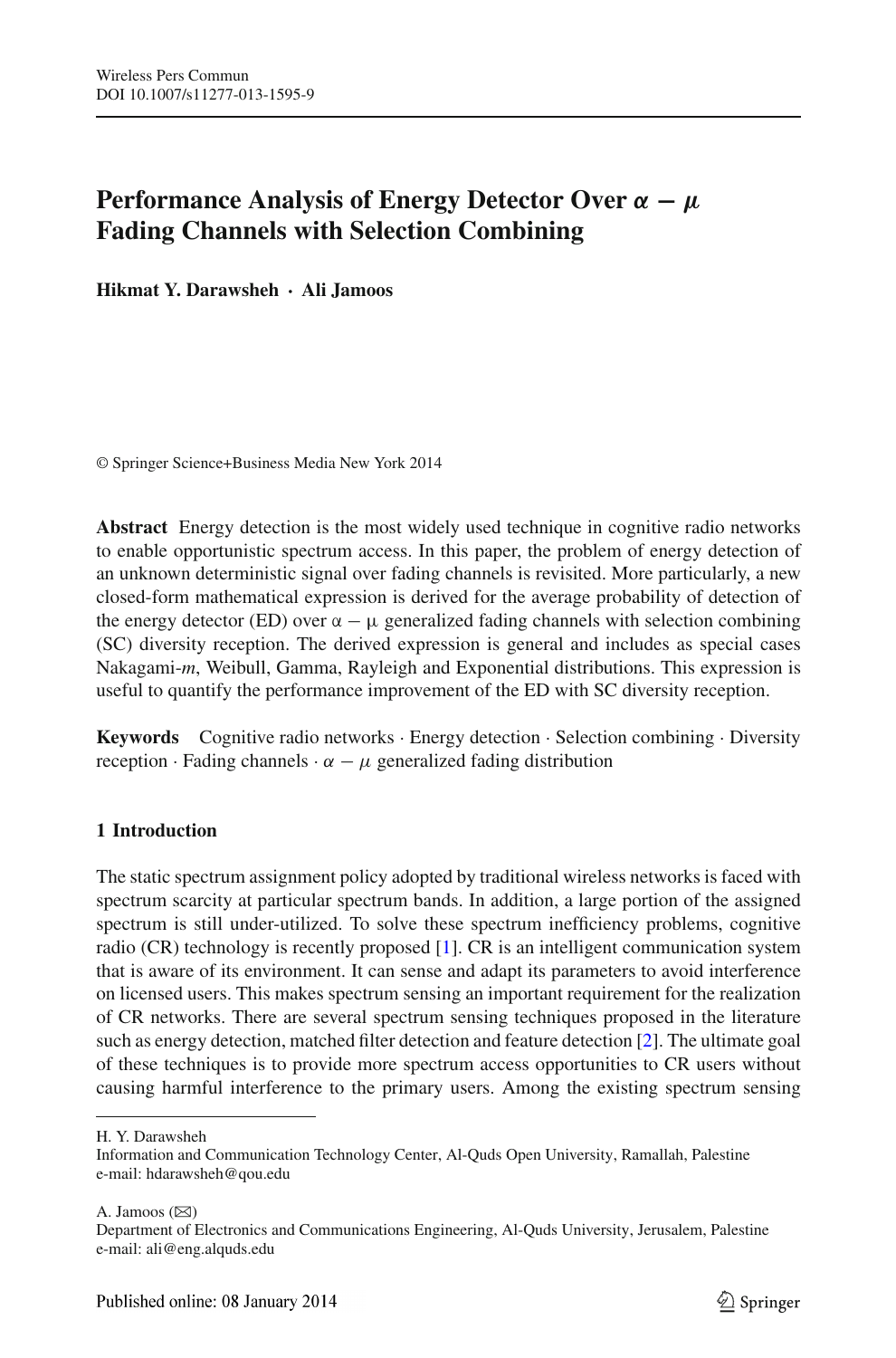# Performance Analysis of Energy Detector Over $\alpha - \mu$ Fading Channels with Selection Combining

**Hikmat Y. Darawsheh · Ali Jamoos**

© Springer Science+Business Media New York 2014

**Abstract** Energy detection is the most widely used technique in cognitive radio networks to enable opportunistic spectrum access. In this paper, the problem of energy detection of an unknown deterministic signal over fading channels is revisited. More particularly, a new closed-form mathematical expression is derived for the average probability of detection of the energy detector (ED) over $\alpha - \mu$ generalized fading channels with selection combining (SC) diversity reception. The derived expression is general and includes as special cases Nakagami-*m*, Weibull, Gamma, Rayleigh and Exponential distributions. This expression is useful to quantify the performance improvement of the ED with SC diversity reception.

**Keywords** Cognitive radio networks · Energy detection · Selection combining · Diversity reception · Fading channels · $\alpha - \mu$ generalized fading distribution

## 1 Introduction

The static spectrum assignment policy adopted by traditional wireless networks is faced with spectrum scarcity at particular spectrum bands. In addition, a large portion of the assigned spectrum is still under-utilized. To solve these spectrum inefficiency problems, cognitive radio (CR) technology is recently proposed [1]. CR is an intelligent communication system that is aware of its environment. It can sense and adapt its parameters to avoid interference on licensed users. This makes spectrum sensing an important requirement for the realization of CR networks. There are several spectrum sensing techniques proposed in the literature such as energy detection, matched filter detection and feature detection [2]. The ultimate goal of these techniques is to provide more spectrum access opportunities to CR users without causing harmful interference to the primary users. Among the existing spectrum sensing

---

H. Y. Darawsheh
Information and Communication Technology Center, Al-Quds Open University, Ramallah, Palestine
e-mail: hdarawsheh@qou.edu

A. Jamoos (✉)
Department of Electronics and Communications Engineering, Al-Quds University, Jerusalem, Palestine
e-mail: ali@eng.alquds.edu

Published online: 08 January 2014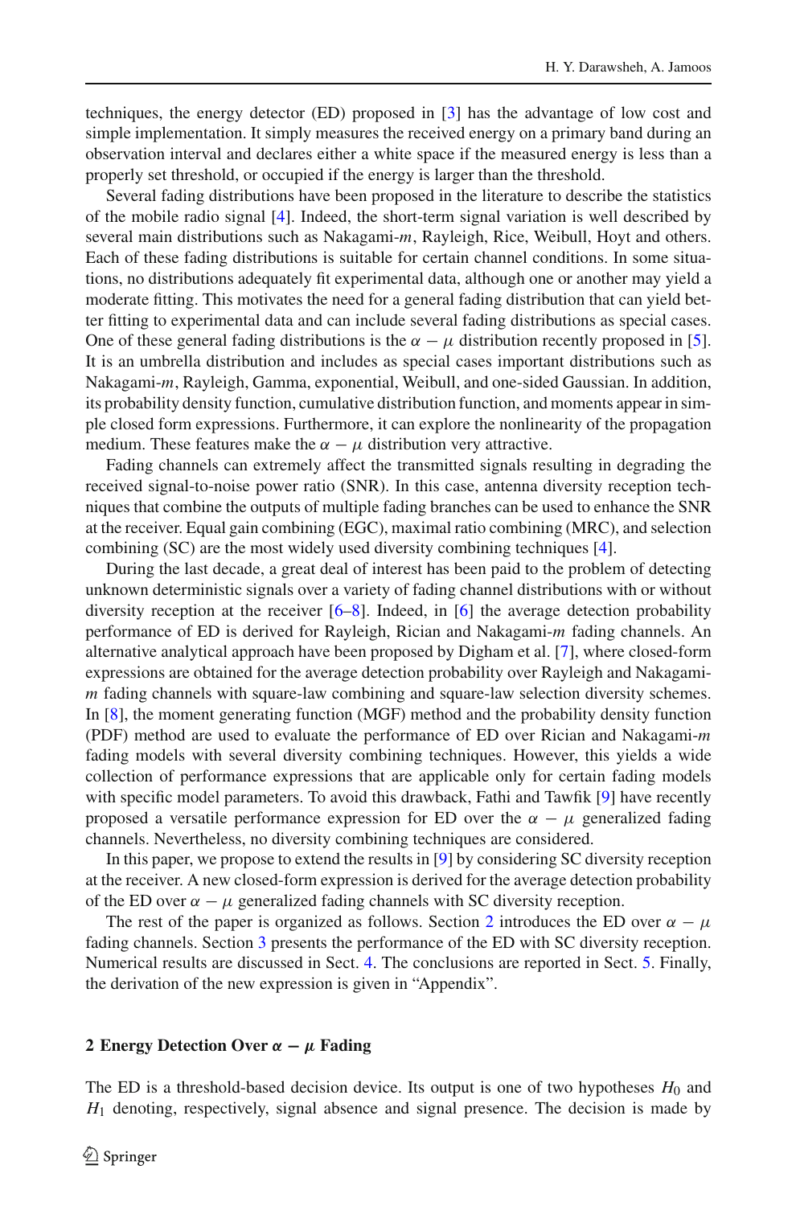techniques, the energy detector (ED) proposed in [3] has the advantage of low cost and simple implementation. It simply measures the received energy on a primary band during an observation interval and declares either a white space if the measured energy is less than a properly set threshold, or occupied if the energy is larger than the threshold.

Several fading distributions have been proposed in the literature to describe the statistics of the mobile radio signal [4]. Indeed, the short-term signal variation is well described by several main distributions such as Nakagami-$m$, Rayleigh, Rice, Weibull, Hoyt and others. Each of these fading distributions is suitable for certain channel conditions. In some situations, no distributions adequately fit experimental data, although one or another may yield a moderate fitting. This motivates the need for a general fading distribution that can yield better fitting to experimental data and can include several fading distributions as special cases. One of these general fading distributions is the $\alpha - \mu$ distribution recently proposed in [5]. It is an umbrella distribution and includes as special cases important distributions such as Nakagami-$m$, Rayleigh, Gamma, exponential, Weibull, and one-sided Gaussian. In addition, its probability density function, cumulative distribution function, and moments appear in simple closed form expressions. Furthermore, it can explore the nonlinearity of the propagation medium. These features make the $\alpha - \mu$ distribution very attractive.

Fading channels can extremely affect the transmitted signals resulting in degrading the received signal-to-noise power ratio (SNR). In this case, antenna diversity reception techniques that combine the outputs of multiple fading branches can be used to enhance the SNR at the receiver. Equal gain combining (EGC), maximal ratio combining (MRC), and selection combining (SC) are the most widely used diversity combining techniques [4].

During the last decade, a great deal of interest has been paid to the problem of detecting unknown deterministic signals over a variety of fading channel distributions with or without diversity reception at the receiver [6–8]. Indeed, in [6] the average detection probability performance of ED is derived for Rayleigh, Rician and Nakagami-$m$ fading channels. An alternative analytical approach have been proposed by Digham et al. [7], where closed-form expressions are obtained for the average detection probability over Rayleigh and Nakagami-$m$ fading channels with square-law combining and square-law selection diversity schemes. In [8], the moment generating function (MGF) method and the probability density function (PDF) method are used to evaluate the performance of ED over Rician and Nakagami-$m$ fading models with several diversity combining techniques. However, this yields a wide collection of performance expressions that are applicable only for certain fading models with specific model parameters. To avoid this drawback, Fathi and Tawfik [9] have recently proposed a versatile performance expression for ED over the $\alpha - \mu$ generalized fading channels. Nevertheless, no diversity combining techniques are considered.

In this paper, we propose to extend the results in [9] by considering SC diversity reception at the receiver. A new closed-form expression is derived for the average detection probability of the ED over $\alpha - \mu$ generalized fading channels with SC diversity reception.

The rest of the paper is organized as follows. Section 2 introduces the ED over $\alpha - \mu$ fading channels. Section 3 presents the performance of the ED with SC diversity reception. Numerical results are discussed in Sect. 4. The conclusions are reported in Sect. 5. Finally, the derivation of the new expression is given in "Appendix".

## 2 Energy Detection Over $\alpha - \mu$ Fading

The ED is a threshold-based decision device. Its output is one of two hypotheses $H_0$ and $H_1$ denoting, respectively, signal absence and signal presence. The decision is made by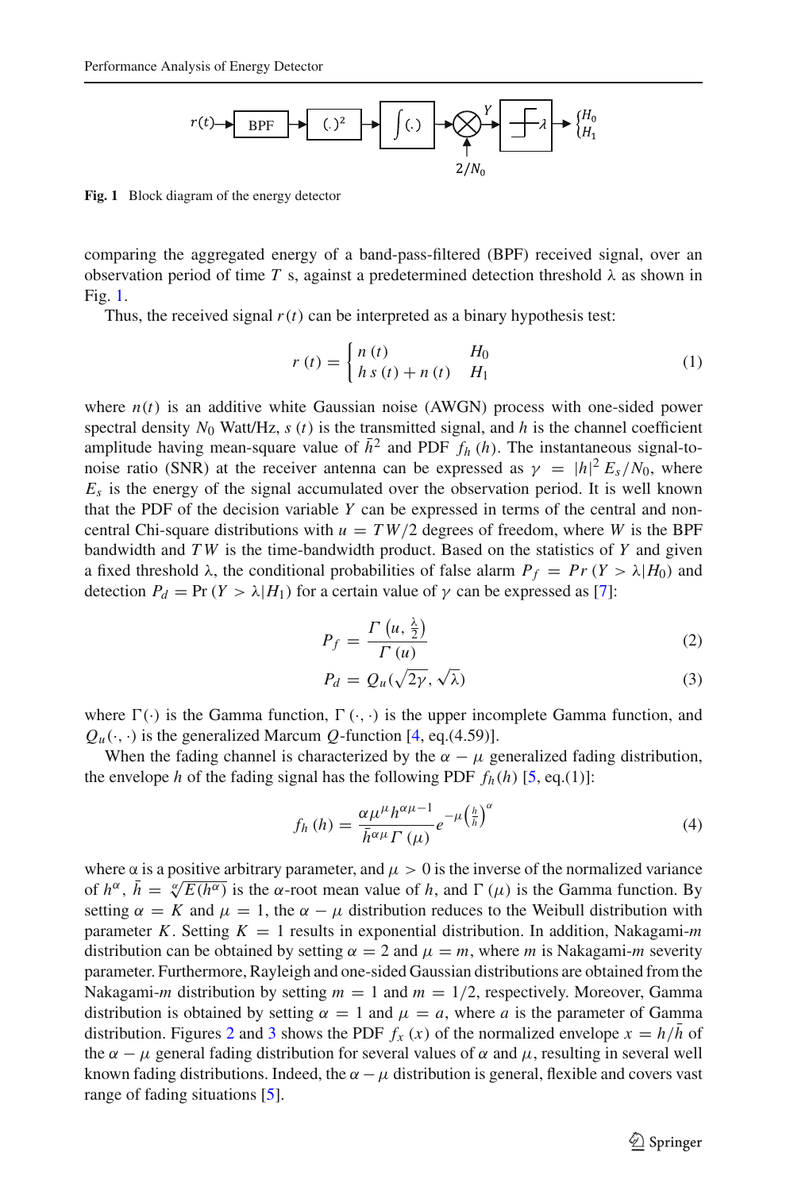**Fig. 1** Block diagram of the energy detector

comparing the aggregated energy of a band-pass-filtered (BPF) received signal, over an observation period of time $T$ s, against a predetermined detection threshold $\lambda$ as shown in Fig. 1.

Thus, the received signal $r(t)$ can be interpreted as a binary hypothesis test:

$$r(t) = \begin{cases} n(t) & H_0 \\ h\, s(t) + n(t) & H_1 \end{cases} \tag{1}$$

where $n(t)$ is an additive white Gaussian noise (AWGN) process with one-sided power spectral density $N_0$ Watt/Hz, $s(t)$ is the transmitted signal, and $h$ is the channel coefficient amplitude having mean-square value of $\bar{h}^2$ and PDF $f_h(h)$. The instantaneous signal-to-noise ratio (SNR) at the receiver antenna can be expressed as $\gamma = |h|^2 E_s/N_0$, where $E_s$ is the energy of the signal accumulated over the observation period. It is well known that the PDF of the decision variable $Y$ can be expressed in terms of the central and non-central Chi-square distributions with $u = TW/2$ degrees of freedom, where $W$ is the BPF bandwidth and $TW$ is the time-bandwidth product. Based on the statistics of $Y$ and given a fixed threshold $\lambda$, the conditional probabilities of false alarm $P_f = Pr(Y > \lambda | H_0)$ and detection $P_d = \Pr(Y > \lambda | H_1)$ for a certain value of $\gamma$ can be expressed as [7]:

$$P_f = \frac{\Gamma\left(u, \frac{\lambda}{2}\right)}{\Gamma(u)} \tag{2}$$

$$P_d = Q_u(\sqrt{2\gamma}, \sqrt{\lambda}) \tag{3}$$

where $\Gamma(\cdot)$ is the Gamma function, $\Gamma(\cdot, \cdot)$ is the upper incomplete Gamma function, and $Q_u(\cdot, \cdot)$ is the generalized Marcum $Q$-function [4, eq.(4.59)].

When the fading channel is characterized by the $\alpha - \mu$ generalized fading distribution, the envelope $h$ of the fading signal has the following PDF $f_h(h)$ [5, eq.(1)]:

$$f_h(h) = \frac{\alpha \mu^{\mu} h^{\alpha\mu - 1}}{\bar{h}^{\alpha\mu} \Gamma(\mu)} e^{-\mu\left(\frac{h}{\bar{h}}\right)^{\alpha}} \tag{4}$$

where $\alpha$ is a positive arbitrary parameter, and $\mu > 0$ is the inverse of the normalized variance of $h^{\alpha}$, $\bar{h} = \sqrt[\alpha]{E(h^{\alpha})}$ is the $\alpha$-root mean value of $h$, and $\Gamma(\mu)$ is the Gamma function. By setting $\alpha = K$ and $\mu = 1$, the $\alpha - \mu$ distribution reduces to the Weibull distribution with parameter $K$. Setting $K = 1$ results in exponential distribution. In addition, Nakagami-$m$ distribution can be obtained by setting $\alpha = 2$ and $\mu = m$, where $m$ is Nakagami-$m$ severity parameter. Furthermore, Rayleigh and one-sided Gaussian distributions are obtained from the Nakagami-$m$ distribution by setting $m = 1$ and $m = 1/2$, respectively. Moreover, Gamma distribution is obtained by setting $\alpha = 1$ and $\mu = a$, where $a$ is the parameter of Gamma distribution. Figures 2 and 3 shows the PDF $f_x(x)$ of the normalized envelope $x = h/\bar{h}$ of the $\alpha - \mu$ general fading distribution for several values of $\alpha$ and $\mu$, resulting in several well known fading distributions. Indeed, the $\alpha - \mu$ distribution is general, flexible and covers vast range of fading situations [5].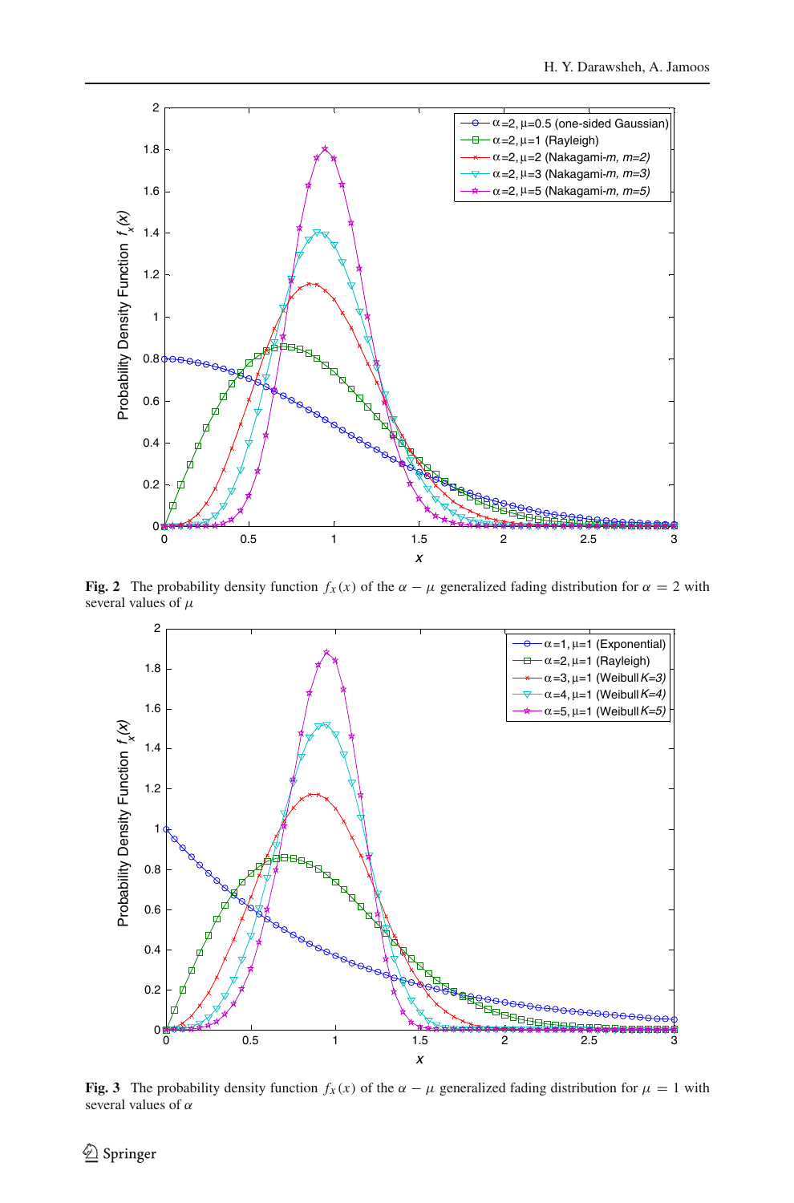**Fig. 2** The probability density function $f_X(x)$ of the $\alpha - \mu$ generalized fading distribution for $\alpha = 2$ with several values of $\mu$

**Fig. 3** The probability density function $f_X(x)$ of the $\alpha - \mu$ generalized fading distribution for $\mu = 1$ with several values of $\alpha$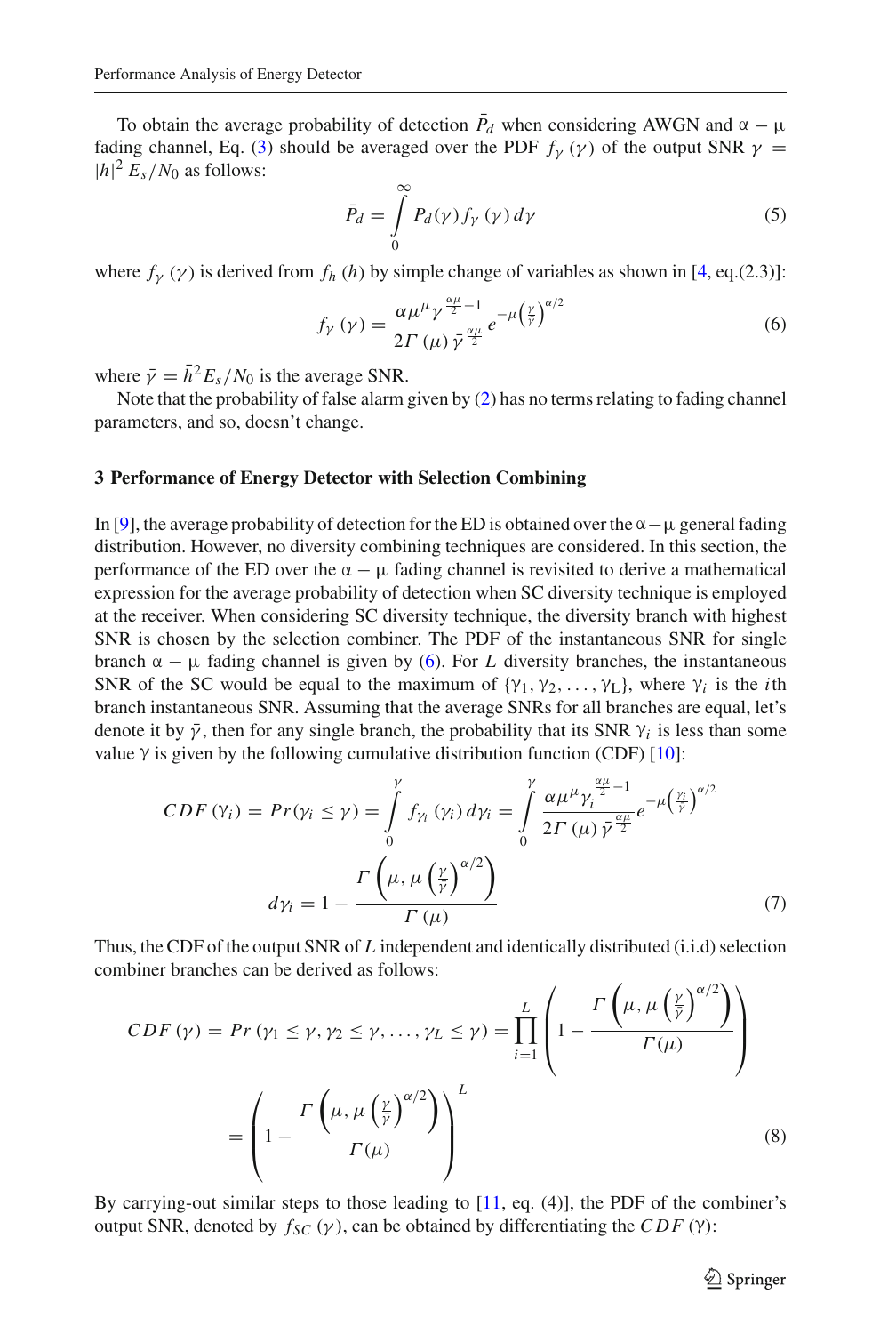To obtain the average probability of detection $\bar{P}_d$ when considering AWGN and $\alpha - \mu$ fading channel, Eq. (3) should be averaged over the PDF $f_\gamma(\gamma)$ of the output SNR $\gamma = |h|^2 E_s/N_0$ as follows:

$$\bar{P}_d = \int_0^\infty P_d(\gamma) f_\gamma(\gamma)\, d\gamma \tag{5}$$

where $f_\gamma(\gamma)$ is derived from $f_h(h)$ by simple change of variables as shown in [4, eq.(2.3)]:

$$f_\gamma(\gamma) = \frac{\alpha \mu^\mu \gamma^{\frac{\alpha\mu}{2}-1}}{2\Gamma(\mu)\, \bar{\gamma}^{\frac{\alpha\mu}{2}}} e^{-\mu\left(\frac{\gamma}{\bar{\gamma}}\right)^{\alpha/2}} \tag{6}$$

where $\bar{\gamma} = \bar{h}^2 E_s/N_0$ is the average SNR.

Note that the probability of false alarm given by (2) has no terms relating to fading channel parameters, and so, doesn't change.

## 3 Performance of Energy Detector with Selection Combining

In [9], the average probability of detection for the ED is obtained over the $\alpha-\mu$ general fading distribution. However, no diversity combining techniques are considered. In this section, the performance of the ED over the $\alpha - \mu$ fading channel is revisited to derive a mathematical expression for the average probability of detection when SC diversity technique is employed at the receiver. When considering SC diversity technique, the diversity branch with highest SNR is chosen by the selection combiner. The PDF of the instantaneous SNR for single branch $\alpha - \mu$ fading channel is given by (6). For $L$ diversity branches, the instantaneous SNR of the SC would be equal to the maximum of $\{\gamma_1, \gamma_2, \ldots, \gamma_L\}$, where $\gamma_i$ is the $i$th branch instantaneous SNR. Assuming that the average SNRs for all branches are equal, let's denote it by $\bar{\gamma}$, then for any single branch, the probability that its SNR $\gamma_i$ is less than some value $\gamma$ is given by the following cumulative distribution function (CDF) [10]:

$$CDF(\gamma_i) = Pr(\gamma_i \leq \gamma) = \int_0^\gamma f_{\gamma_i}(\gamma_i)\, d\gamma_i = \int_0^\gamma \frac{\alpha \mu^\mu \gamma_i^{\frac{\alpha\mu}{2}-1}}{2\Gamma(\mu)\, \bar{\gamma}^{\frac{\alpha\mu}{2}}} e^{-\mu\left(\frac{\gamma_i}{\bar{\gamma}}\right)^{\alpha/2}} d\gamma_i = 1 - \frac{\Gamma\left(\mu, \mu\left(\frac{\gamma}{\bar{\gamma}}\right)^{\alpha/2}\right)}{\Gamma(\mu)} \tag{7}$$

Thus, the CDF of the output SNR of $L$ independent and identically distributed (i.i.d) selection combiner branches can be derived as follows:

$$\begin{aligned} CDF(\gamma) = Pr(\gamma_1 \leq \gamma, \gamma_2 \leq \gamma, \ldots, \gamma_L \leq \gamma) &= \prod_{i=1}^{L} \left(1 - \frac{\Gamma\left(\mu, \mu\left(\frac{\gamma}{\bar{\gamma}}\right)^{\alpha/2}\right)}{\Gamma(\mu)}\right) \\ &= \left(1 - \frac{\Gamma\left(\mu, \mu\left(\frac{\gamma}{\bar{\gamma}}\right)^{\alpha/2}\right)}{\Gamma(\mu)}\right)^L \end{aligned} \tag{8}$$

By carrying-out similar steps to those leading to [11, eq. (4)], the PDF of the combiner's output SNR, denoted by $f_{SC}(\gamma)$, can be obtained by differentiating the $CDF(\gamma)$: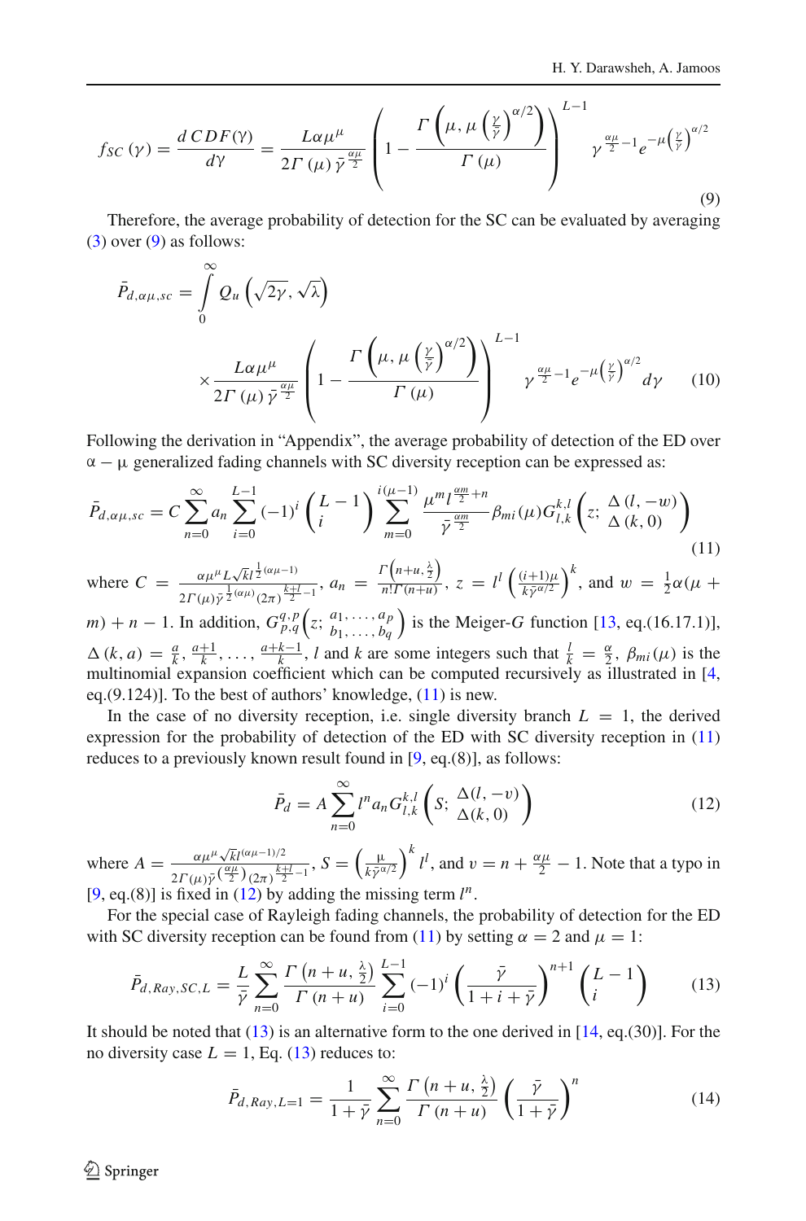$$f_{SC}(\gamma) = \frac{d\,CDF(\Upsilon)}{d\gamma} = \frac{L\alpha\mu^{\mu}}{2\Gamma(\mu)\,\bar{\gamma}^{\frac{\alpha\mu}{2}}}\left(1 - \frac{\Gamma\left(\mu, \mu\left(\frac{\gamma}{\bar{\gamma}}\right)^{\alpha/2}\right)}{\Gamma(\mu)}\right)^{L-1} \gamma^{\frac{\alpha\mu}{2}-1} e^{-\mu\left(\frac{\gamma}{\bar{\gamma}}\right)^{\alpha/2}} \tag{9}$$

Therefore, the average probability of detection for the SC can be evaluated by averaging (3) over (9) as follows:

$$\bar{P}_{d,\alpha\mu,sc} = \int_{0}^{\infty} Q_u\left(\sqrt{2\gamma}, \sqrt{\lambda}\right) \times \frac{L\alpha\mu^{\mu}}{2\Gamma(\mu)\,\bar{\gamma}^{\frac{\alpha\mu}{2}}}\left(1 - \frac{\Gamma\left(\mu, \mu\left(\frac{\gamma}{\bar{\gamma}}\right)^{\alpha/2}\right)}{\Gamma(\mu)}\right)^{L-1} \gamma^{\frac{\alpha\mu}{2}-1} e^{-\mu\left(\frac{\gamma}{\bar{\gamma}}\right)^{\alpha/2}} d\gamma \tag{10}$$

Following the derivation in "Appendix", the average probability of detection of the ED over $\alpha - \mu$ generalized fading channels with SC diversity reception can be expressed as:

$$\bar{P}_{d,\alpha\mu,sc} = C\sum_{n=0}^{\infty} a_n \sum_{i=0}^{L-1}(-1)^i \binom{L-1}{i} \sum_{m=0}^{i(\mu-1)} \frac{\mu^m l^{\frac{\alpha m}{2}+n}}{\bar{\gamma}^{\frac{\alpha m}{2}}} \beta_{mi}(\mu) G_{l,k}^{k,l}\left(z; \begin{array}{c}\Delta(l,-w)\\ \Delta(k,0)\end{array}\right) \tag{11}$$

where $C = \frac{\alpha\mu^{\mu} L\sqrt{kl}\, l^{\frac{1}{2}(\alpha\mu-1)}}{2\Gamma(\mu)\bar{\gamma}^{\frac{1}{2}(\alpha\mu)}(2\pi)^{\frac{k+l}{2}-1}}$, $a_n = \frac{\Gamma\left(n+u,\frac{\lambda}{2}\right)}{n!\,\Gamma(n+u)}$, $z = l^l\left(\frac{(i+1)\mu}{k\bar{\gamma}^{\alpha/2}}\right)^k$, and $w = \frac{1}{2}\alpha(\mu + m) + n - 1$. In addition, $G_{p,q}^{q,p}\left(z; \begin{array}{c}a_1,\ldots,a_p\\ b_1,\ldots,b_q\end{array}\right)$ is the Meiger-$G$ function [13, eq.(16.17.1)], $\Delta(k,a) = \frac{a}{k}, \frac{a+1}{k}, \ldots, \frac{a+k-1}{k}$, $l$ and $k$ are some integers such that $\frac{l}{k} = \frac{\alpha}{2}$, $\beta_{mi}(\mu)$ is the multinomial expansion coefficient which can be computed recursively as illustrated in [4, eq.(9.124)]. To the best of authors' knowledge, (11) is new.

In the case of no diversity reception, i.e. single diversity branch $L = 1$, the derived expression for the probability of detection of the ED with SC diversity reception in (11) reduces to a previously known result found in [9, eq.(8)], as follows:

$$\bar{P}_d = A\sum_{n=0}^{\infty} l^n a_n G_{l,k}^{k,l}\left(S; \begin{array}{c}\Delta(l,-\upsilon)\\ \Delta(k,0)\end{array}\right) \tag{12}$$

where $A = \frac{\alpha\mu^{\mu}\sqrt{kl}\, l^{(\alpha\mu-1)/2}}{2\Gamma(\mu)\bar{\gamma}^{\left(\frac{\alpha\mu}{2}\right)}(2\pi)^{\frac{k+l}{2}-1}}$, $S = \left(\frac{\mu}{k\bar{\gamma}^{\alpha/2}}\right)^k l^l$, and $\upsilon = n + \frac{\alpha\mu}{2} - 1$. Note that a typo in [9, eq.(8)] is fixed in (12) by adding the missing term $l^n$.

For the special case of Rayleigh fading channels, the probability of detection for the ED with SC diversity reception can be found from (11) by setting $\alpha = 2$ and $\mu = 1$:

$$\bar{P}_{d,Ray,SC,L} = \frac{L}{\bar{\gamma}}\sum_{n=0}^{\infty}\frac{\Gamma\left(n+u,\frac{\lambda}{2}\right)}{\Gamma(n+u)}\sum_{i=0}^{L-1}(-1)^i\left(\frac{\bar{\gamma}}{1+i+\bar{\gamma}}\right)^{n+1}\binom{L-1}{i} \tag{13}$$

It should be noted that (13) is an alternative form to the one derived in [14, eq.(30)]. For the no diversity case $L = 1$, Eq. (13) reduces to:

$$\bar{P}_{d,Ray,L=1} = \frac{1}{1+\bar{\gamma}}\sum_{n=0}^{\infty}\frac{\Gamma\left(n+u,\frac{\lambda}{2}\right)}{\Gamma(n+u)}\left(\frac{\bar{\gamma}}{1+\bar{\gamma}}\right)^n \tag{14}$$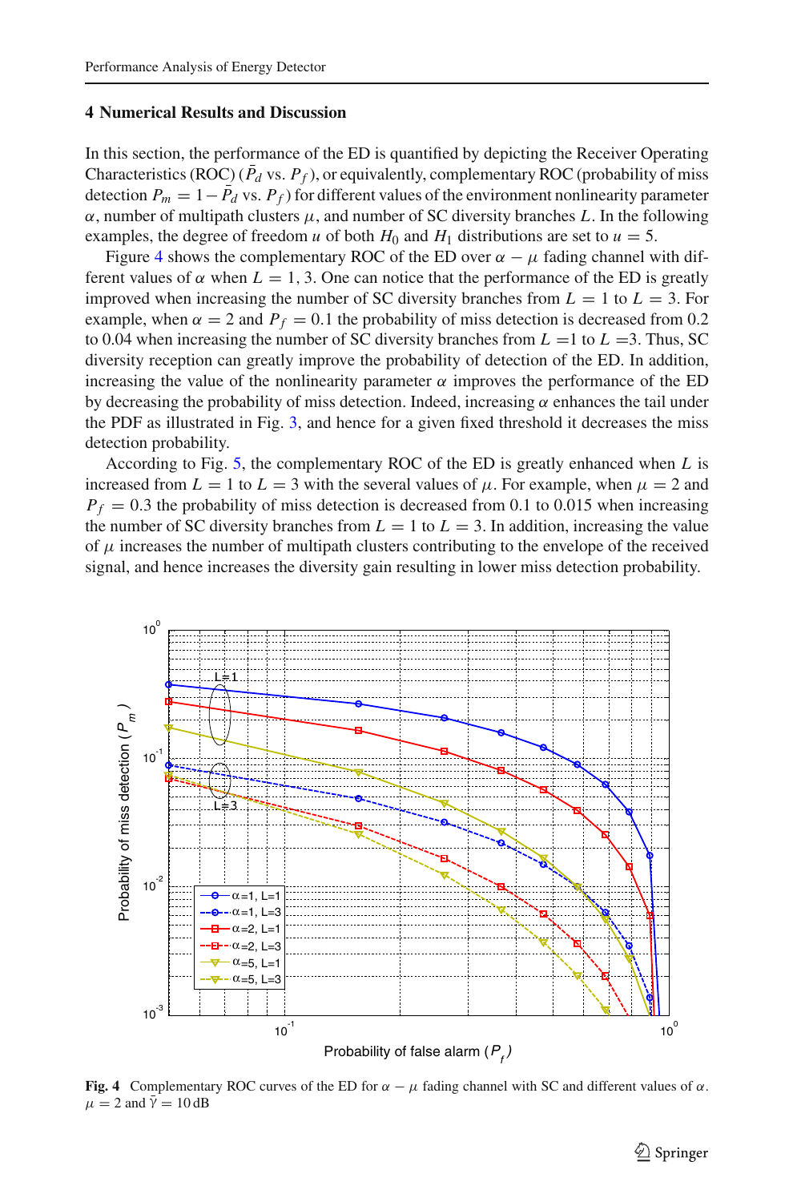## 4 Numerical Results and Discussion

In this section, the performance of the ED is quantified by depicting the Receiver Operating Characteristics (ROC) ($\bar{P}_d$ vs. $P_f$), or equivalently, complementary ROC (probability of miss detection $P_m = 1 - \bar{P}_d$ vs. $P_f$) for different values of the environment nonlinearity parameter $\alpha$, number of multipath clusters $\mu$, and number of SC diversity branches $L$. In the following examples, the degree of freedom $u$ of both $H_0$ and $H_1$ distributions are set to $u = 5$.

Figure 4 shows the complementary ROC of the ED over $\alpha - \mu$ fading channel with different values of $\alpha$ when $L = 1, 3$. One can notice that the performance of the ED is greatly improved when increasing the number of SC diversity branches from $L = 1$ to $L = 3$. For example, when $\alpha = 2$ and $P_f = 0.1$ the probability of miss detection is decreased from 0.2 to 0.04 when increasing the number of SC diversity branches from $L$ =1 to $L$ =3. Thus, SC diversity reception can greatly improve the probability of detection of the ED. In addition, increasing the value of the nonlinearity parameter $\alpha$ improves the performance of the ED by decreasing the probability of miss detection. Indeed, increasing $\alpha$ enhances the tail under the PDF as illustrated in Fig. 3, and hence for a given fixed threshold it decreases the miss detection probability.

According to Fig. 5, the complementary ROC of the ED is greatly enhanced when $L$ is increased from $L = 1$ to $L = 3$ with the several values of $\mu$. For example, when $\mu = 2$ and $P_f = 0.3$ the probability of miss detection is decreased from 0.1 to 0.015 when increasing the number of SC diversity branches from $L = 1$ to $L = 3$. In addition, increasing the value of $\mu$ increases the number of multipath clusters contributing to the envelope of the received signal, and hence increases the diversity gain resulting in lower miss detection probability.

**Fig. 4** Complementary ROC curves of the ED for $\alpha - \mu$ fading channel with SC and different values of $\alpha$. $\mu = 2$ and $\bar{\gamma} = 10$ dB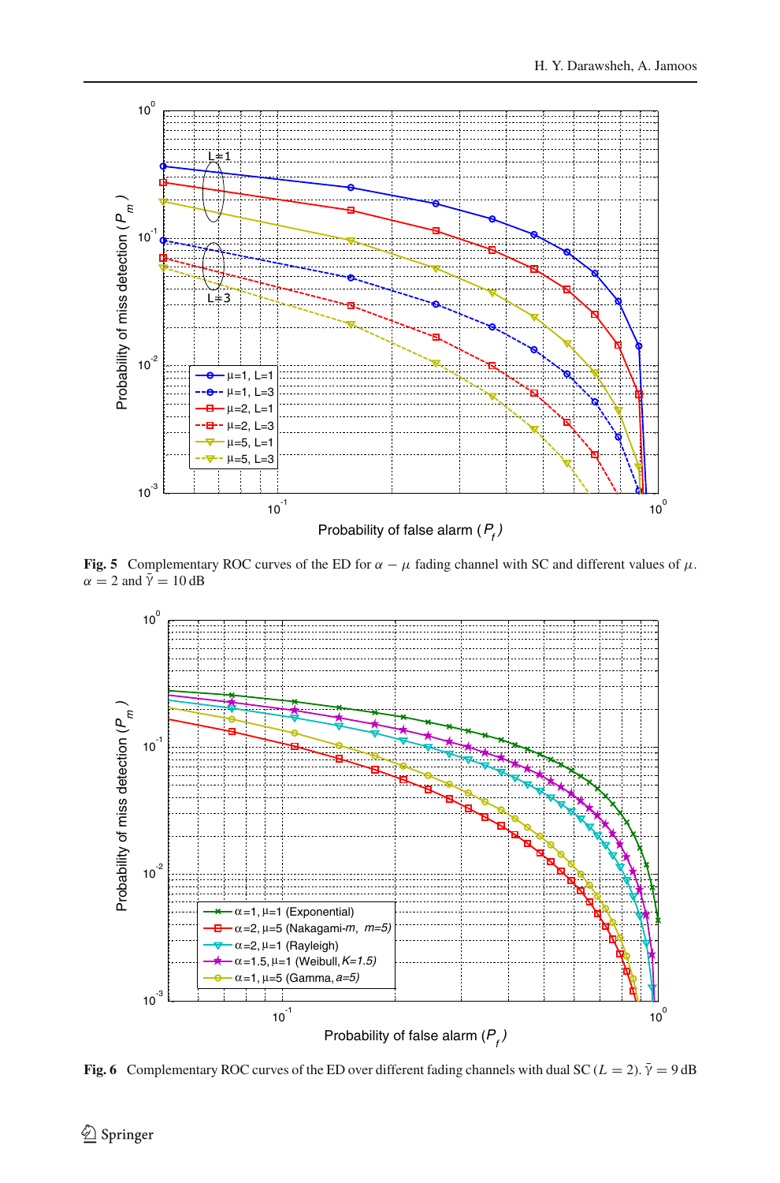**Fig. 5** Complementary ROC curves of the ED for $\alpha - \mu$ fading channel with SC and different values of $\mu$. $\alpha = 2$ and $\bar{\gamma} = 10\,\text{dB}$

**Fig. 6** Complementary ROC curves of the ED over different fading channels with dual SC ($L = 2$). $\bar{\gamma} = 9\,\text{dB}$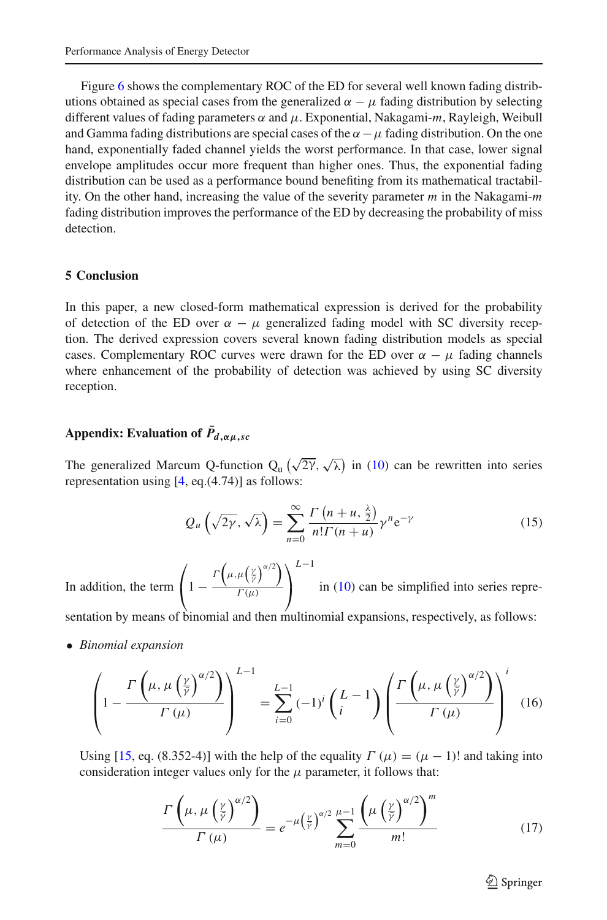Figure 6 shows the complementary ROC of the ED for several well known fading distributions obtained as special cases from the generalized $\alpha-\mu$ fading distribution by selecting different values of fading parameters $\alpha$ and $\mu$. Exponential, Nakagami-$m$, Rayleigh, Weibull and Gamma fading distributions are special cases of the $\alpha-\mu$ fading distribution. On the one hand, exponentially faded channel yields the worst performance. In that case, lower signal envelope amplitudes occur more frequent than higher ones. Thus, the exponential fading distribution can be used as a performance bound benefiting from its mathematical tractability. On the other hand, increasing the value of the severity parameter $m$ in the Nakagami-$m$ fading distribution improves the performance of the ED by decreasing the probability of miss detection.

## 5 Conclusion

In this paper, a new closed-form mathematical expression is derived for the probability of detection of the ED over $\alpha-\mu$ generalized fading model with SC diversity reception. The derived expression covers several known fading distribution models as special cases. Complementary ROC curves were drawn for the ED over $\alpha-\mu$ fading channels where enhancement of the probability of detection was achieved by using SC diversity reception.

## Appendix: Evaluation of $\bar{P}_{d,\alpha\mu,sc}$

The generalized Marcum Q-function $Q_u\left(\sqrt{2\gamma},\sqrt{\lambda}\right)$ in (10) can be rewritten into series representation using [4, eq.(4.74)] as follows:

$$Q_u\left(\sqrt{2\gamma},\sqrt{\lambda}\right)=\sum_{n=0}^{\infty}\frac{\Gamma\left(n+u,\frac{\lambda}{2}\right)}{n!\Gamma(n+u)}\gamma^n e^{-\gamma} \tag{15}$$

In addition, the term $\left(1-\frac{\Gamma\left(\mu,\mu\left(\frac{\gamma}{\bar{\gamma}}\right)^{\alpha/2}\right)}{\Gamma(\mu)}\right)^{L-1}$ in (10) can be simplified into series representation by means of binomial and then multinomial expansions, respectively, as follows:

- *Binomial expansion*

$$\left(1-\frac{\Gamma\left(\mu,\mu\left(\frac{\gamma}{\bar{\gamma}}\right)^{\alpha/2}\right)}{\Gamma(\mu)}\right)^{L-1}=\sum_{i=0}^{L-1}(-1)^i\binom{L-1}{i}\left(\frac{\Gamma\left(\mu,\mu\left(\frac{\gamma}{\bar{\gamma}}\right)^{\alpha/2}\right)}{\Gamma(\mu)}\right)^i \tag{16}$$

Using [15, eq. (8.352-4)] with the help of the equality $\Gamma(\mu)=(\mu-1)!$ and taking into consideration integer values only for the $\mu$ parameter, it follows that:

$$\frac{\Gamma\left(\mu,\mu\left(\frac{\gamma}{\bar{\gamma}}\right)^{\alpha/2}\right)}{\Gamma(\mu)}=e^{-\mu\left(\frac{\gamma}{\bar{\gamma}}\right)^{\alpha/2}}\sum_{m=0}^{\mu-1}\frac{\left(\mu\left(\frac{\gamma}{\bar{\gamma}}\right)^{\alpha/2}\right)^m}{m!} \tag{17}$$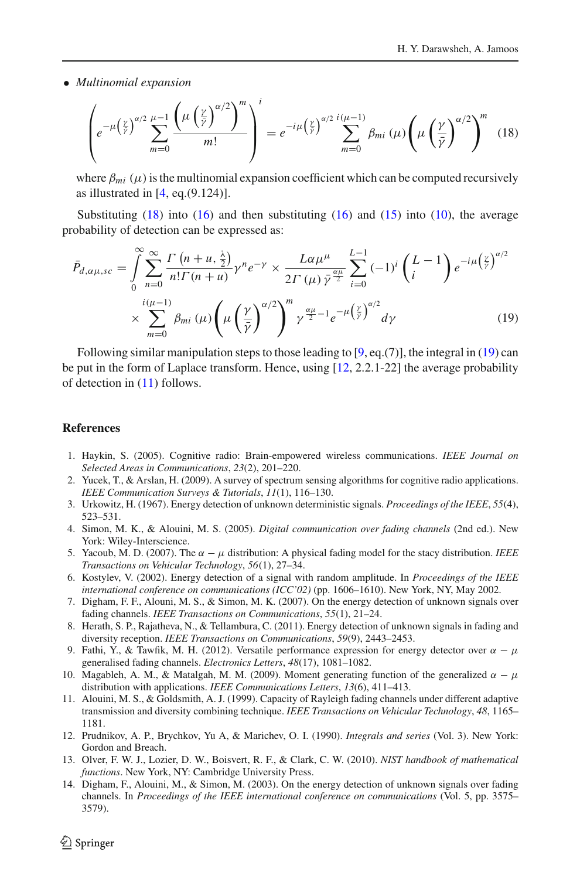- *Multinomial expansion*

$$\left( e^{-\mu\left(\frac{\gamma}{\bar{\gamma}}\right)^{\alpha/2}} \sum_{m=0}^{\mu-1} \frac{\left(\mu\left(\frac{\gamma}{\bar{\gamma}}\right)^{\alpha/2}\right)^m}{m!} \right)^i = e^{-i\mu\left(\frac{\gamma}{\bar{\gamma}}\right)^{\alpha/2}} \sum_{m=0}^{i(\mu-1)} \beta_{mi}(\mu) \left(\mu\left(\frac{\gamma}{\bar{\gamma}}\right)^{\alpha/2}\right)^m \tag{18}$$

where $\beta_{mi}(\mu)$ is the multinomial expansion coefficient which can be computed recursively as illustrated in [4, eq.(9.124)].

Substituting (18) into (16) and then substituting (16) and (15) into (10), the average probability of detection can be expressed as:

$$\begin{aligned} \bar{P}_{d,\alpha\mu,sc} = \int_0^\infty \sum_{n=0}^{\infty} \frac{\Gamma\left(n+u, \frac{\lambda}{2}\right)}{n!\Gamma(n+u)} \gamma^n e^{-\gamma} \times \frac{L\alpha\mu^\mu}{2\Gamma(\mu)\bar{\gamma}^{\frac{\alpha\mu}{2}}} \sum_{i=0}^{L-1} (-1)^i \binom{L-1}{i} e^{-i\mu\left(\frac{\gamma}{\bar{\gamma}}\right)^{\alpha/2}} \\ \times \sum_{m=0}^{i(\mu-1)} \beta_{mi}(\mu) \left(\mu\left(\frac{\gamma}{\bar{\gamma}}\right)^{\alpha/2}\right)^m \gamma^{\frac{\alpha\mu}{2}-1} e^{-\mu\left(\frac{\gamma}{\bar{\gamma}}\right)^{\alpha/2}} d\gamma \end{aligned} \tag{19}$$

Following similar manipulation steps to those leading to [9, eq.(7)], the integral in (19) can be put in the form of Laplace transform. Hence, using [12, 2.2.1-22] the average probability of detection in (11) follows.

## References

1. Haykin, S. (2005). Cognitive radio: Brain-empowered wireless communications. *IEEE Journal on Selected Areas in Communications*, *23*(2), 201–220.
2. Yucek, T., & Arslan, H. (2009). A survey of spectrum sensing algorithms for cognitive radio applications. *IEEE Communication Surveys & Tutorials*, *11*(1), 116–130.
3. Urkowitz, H. (1967). Energy detection of unknown deterministic signals. *Proceedings of the IEEE*, *55*(4), 523–531.
4. Simon, M. K., & Alouini, M. S. (2005). *Digital communication over fading channels* (2nd ed.). New York: Wiley-Interscience.
5. Yacoub, M. D. (2007). The $\alpha - \mu$ distribution: A physical fading model for the stacy distribution. *IEEE Transactions on Vehicular Technology*, *56*(1), 27–34.
6. Kostylev, V. (2002). Energy detection of a signal with random amplitude. In *Proceedings of the IEEE international conference on communications (ICC'02)* (pp. 1606–1610). New York, NY, May 2002.
7. Digham, F. F., Alouni, M. S., & Simon, M. K. (2007). On the energy detection of unknown signals over fading channels. *IEEE Transactions on Communications*, *55*(1), 21–24.
8. Herath, S. P., Rajatheva, N., & Tellambura, C. (2011). Energy detection of unknown signals in fading and diversity reception. *IEEE Transactions on Communications*, *59*(9), 2443–2453.
9. Fathi, Y., & Tawfik, M. H. (2012). Versatile performance expression for energy detector over $\alpha - \mu$ generalised fading channels. *Electronics Letters*, *48*(17), 1081–1082.
10. Magableh, A. M., & Matalgah, M. M. (2009). Moment generating function of the generalized $\alpha - \mu$ distribution with applications. *IEEE Communications Letters*, *13*(6), 411–413.
11. Alouini, M. S., & Goldsmith, A. J. (1999). Capacity of Rayleigh fading channels under different adaptive transmission and diversity combining technique. *IEEE Transactions on Vehicular Technology*, *48*, 1165–1181.
12. Prudnikov, A. P., Brychkov, Yu A., & Marichev, O. I. (1990). *Integrals and series* (Vol. 3). New York: Gordon and Breach.
13. Olver, F. W. J., Lozier, D. W., Boisvert, R. F., & Clark, C. W. (2010). *NIST handbook of mathematical functions*. New York, NY: Cambridge University Press.
14. Digham, F., Alouini, M., & Simon, M. (2003). On the energy detection of unknown signals over fading channels. In *Proceedings of the IEEE international conference on communications* (Vol. 5, pp. 3575–3579).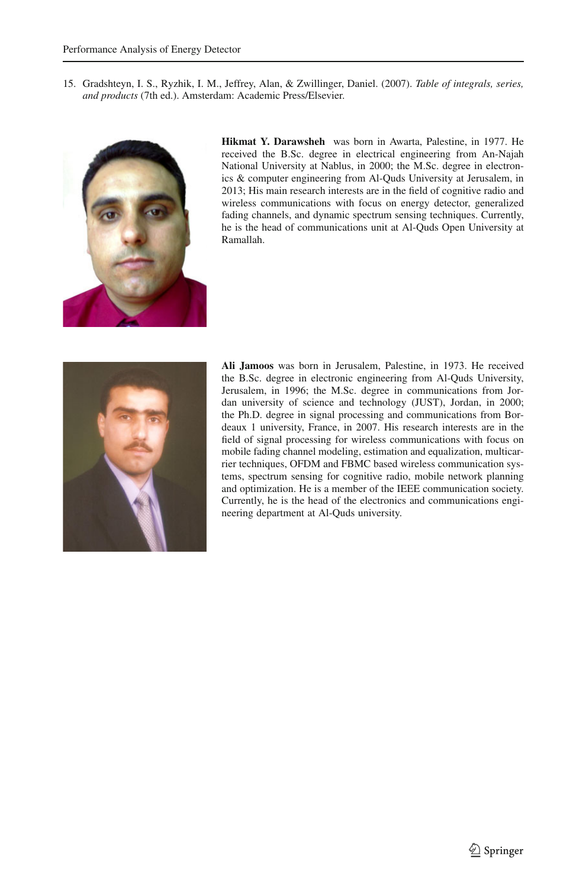15. Gradshteyn, I. S., Ryzhik, I. M., Jeffrey, Alan, & Zwillinger, Daniel. (2007). *Table of integrals, series, and products* (7th ed.). Amsterdam: Academic Press/Elsevier.

**Hikmat Y. Darawsheh** was born in Awarta, Palestine, in 1977. He received the B.Sc. degree in electrical engineering from An-Najah National University at Nablus, in 2000; the M.Sc. degree in electronics & computer engineering from Al-Quds University at Jerusalem, in 2013; His main research interests are in the field of cognitive radio and wireless communications with focus on energy detector, generalized fading channels, and dynamic spectrum sensing techniques. Currently, he is the head of communications unit at Al-Quds Open University at Ramallah.

**Ali Jamoos** was born in Jerusalem, Palestine, in 1973. He received the B.Sc. degree in electronic engineering from Al-Quds University, Jerusalem, in 1996; the M.Sc. degree in communications from Jordan university of science and technology (JUST), Jordan, in 2000; the Ph.D. degree in signal processing and communications from Bordeaux 1 university, France, in 2007. His research interests are in the field of signal processing for wireless communications with focus on mobile fading channel modeling, estimation and equalization, multicarrier techniques, OFDM and FBMC based wireless communication systems, spectrum sensing for cognitive radio, mobile network planning and optimization. He is a member of the IEEE communication society. Currently, he is the head of the electronics and communications engineering department at Al-Quds university.